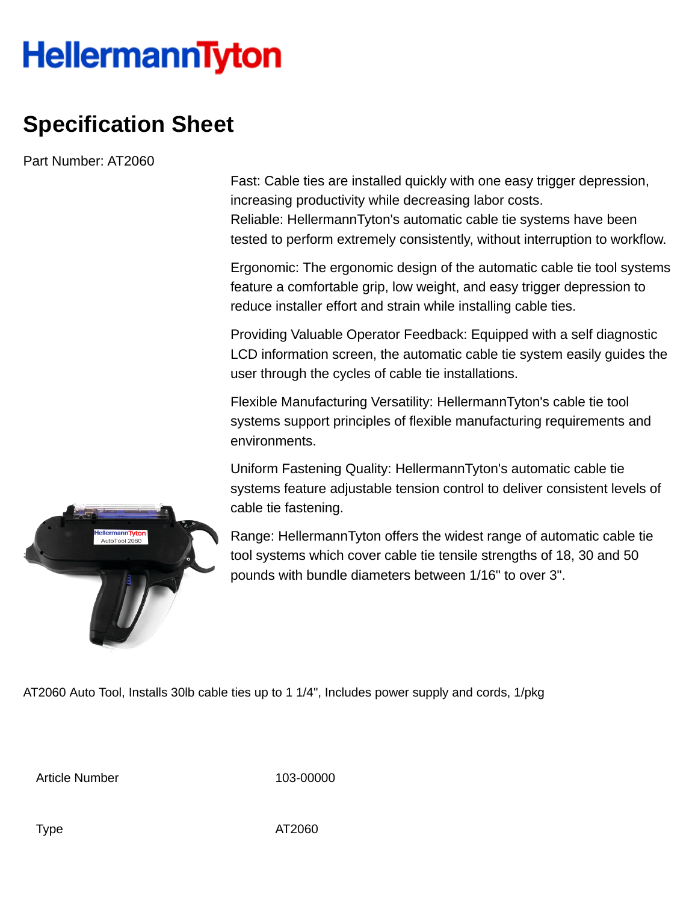HellermannTyton

# Specification Sheet

Part Number: AT2060

Fast: Cable ties are installed quickly with one easy trigger depression, increasing productivity while decreasing labor costs.
Reliable: HellermannTyton's automatic cable tie systems have been tested to perform extremely consistently, without interruption to workflow.

Ergonomic: The ergonomic design of the automatic cable tie tool systems feature a comfortable grip, low weight, and easy trigger depression to reduce installer effort and strain while installing cable ties.

Providing Valuable Operator Feedback: Equipped with a self diagnostic LCD information screen, the automatic cable tie system easily guides the user through the cycles of cable tie installations.

Flexible Manufacturing Versatility: HellermannTyton's cable tie tool systems support principles of flexible manufacturing requirements and environments.

Uniform Fastening Quality: HellermannTyton's automatic cable tie systems feature adjustable tension control to deliver consistent levels of cable tie fastening.

Range: HellermannTyton offers the widest range of automatic cable tie tool systems which cover cable tie tensile strengths of 18, 30 and 50 pounds with bundle diameters between 1/16" to over 3".

AT2060 Auto Tool, Installs 30lb cable ties up to 1 1/4", Includes power supply and cords, 1/pkg

| | |
|---|---|
| Article Number | 103-00000 |
| Type | AT2060 |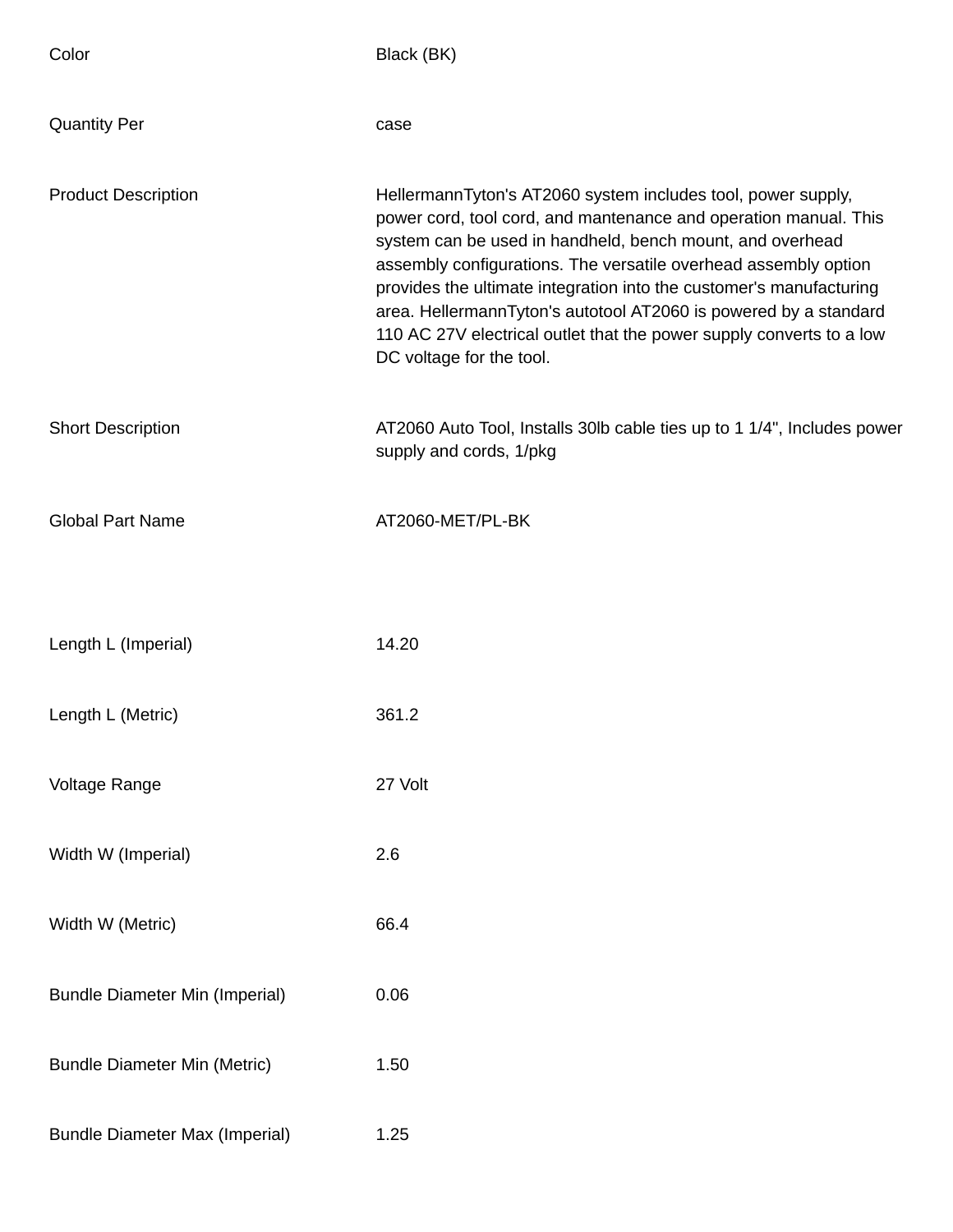| | |
|---|---|
| Color | Black (BK) |
| Quantity Per | case |
| Product Description | HellermannTyton's AT2060 system includes tool, power supply, power cord, tool cord, and mantenance and operation manual. This system can be used in handheld, bench mount, and overhead assembly configurations. The versatile overhead assembly option provides the ultimate integration into the customer's manufacturing area. HellermannTyton's autotool AT2060 is powered by a standard 110 AC 27V electrical outlet that the power supply converts to a low DC voltage for the tool. |
| Short Description | AT2060 Auto Tool, Installs 30lb cable ties up to 1 1/4", Includes power supply and cords, 1/pkg |
| Global Part Name | AT2060-MET/PL-BK |
| Length L (Imperial) | 14.20 |
| Length L (Metric) | 361.2 |
| Voltage Range | 27 Volt |
| Width W (Imperial) | 2.6 |
| Width W (Metric) | 66.4 |
| Bundle Diameter Min (Imperial) | 0.06 |
| Bundle Diameter Min (Metric) | 1.50 |
| Bundle Diameter Max (Imperial) | 1.25 |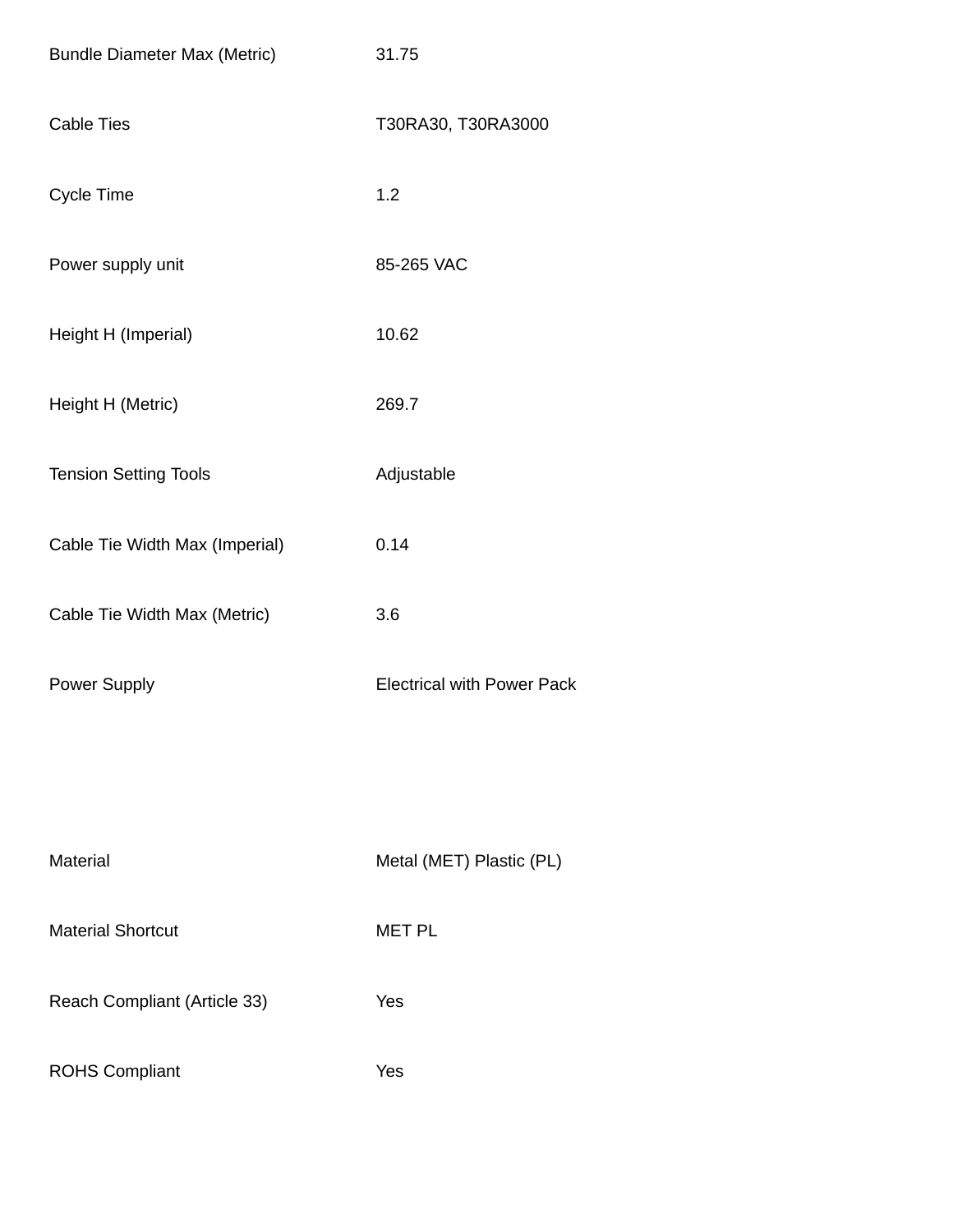| | |
|---|---|
| Bundle Diameter Max (Metric) | 31.75 |
| Cable Ties | T30RA30, T30RA3000 |
| Cycle Time | 1.2 |
| Power supply unit | 85-265 VAC |
| Height H (Imperial) | 10.62 |
| Height H (Metric) | 269.7 |
| Tension Setting Tools | Adjustable |
| Cable Tie Width Max (Imperial) | 0.14 |
| Cable Tie Width Max (Metric) | 3.6 |
| Power Supply | Electrical with Power Pack |

| | |
|---|---|
| Material | Metal (MET) Plastic (PL) |
| Material Shortcut | MET PL |
| Reach Compliant (Article 33) | Yes |
| ROHS Compliant | Yes |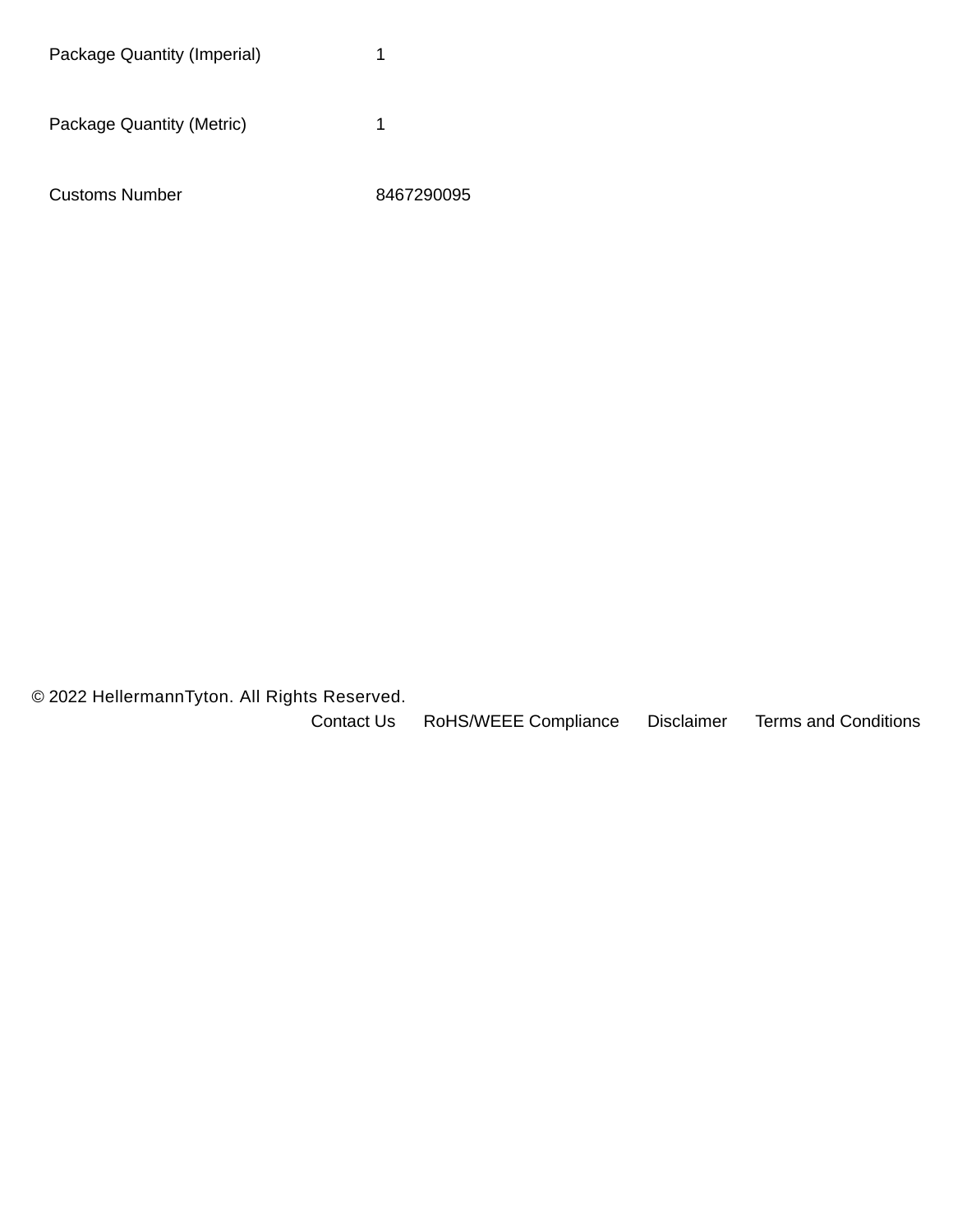| | |
|---|---|
| Package Quantity (Imperial) | 1 |
| Package Quantity (Metric) | 1 |
| Customs Number | 8467290095 |

© 2022 HellermannTyton. All Rights Reserved.

Contact Us RoHS/WEEE Compliance Disclaimer Terms and Conditions